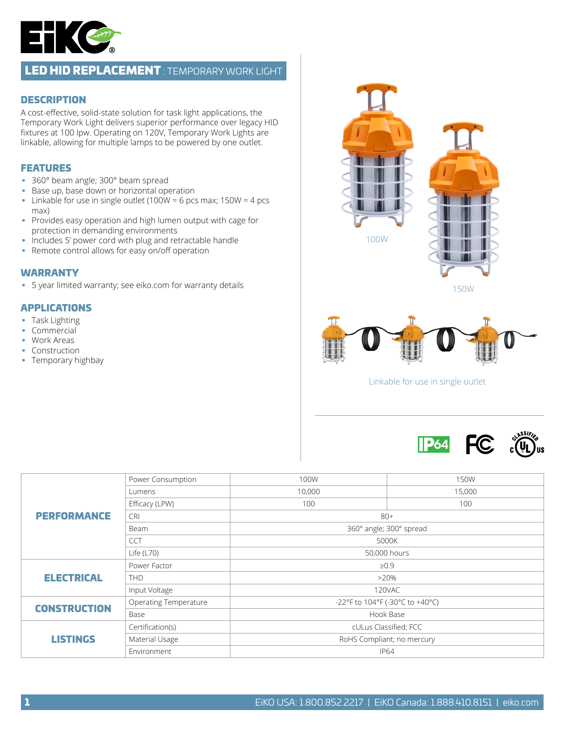# LED HID REPLACEMENT : TEMPORARY WORK LIGHT

## DESCRIPTION

A cost-effective, solid-state solution for task light applications, the Temporary Work Light delivers superior performance over legacy HID fixtures at 100 lpw. Operating on 120V, Temporary Work Lights are linkable, allowing for multiple lamps to be powered by one outlet.

## FEATURES

- 360° beam angle; 300° beam spread
- Base up, base down or horizontal operation
- Linkable for use in single outlet (100W = 6 pcs max; 150W = 4 pcs max)
- Provides easy operation and high lumen output with cage for protection in demanding environments
- Includes 5' power cord with plug and retractable handle
- Remote control allows for easy on/off operation

## WARRANTY

- 5 year limited warranty; see eiko.com for warranty details

## APPLICATIONS

- Task Lighting
- Commercial
- Work Areas
- Construction
- Temporary highbay

100W

150W

Linkable for use in single outlet

| | | | |
|---|---|---|---|
| **PERFORMANCE** | Power Consumption | 100W | 150W |
| | Lumens | 10,000 | 15,000 |
| | Efficacy (LPW) | 100 | 100 |
| | CRI | 80+ | |
| | Beam | 360° angle; 300° spread | |
| | CCT | 5000K | |
| | Life (L70) | 50,000 hours | |
| **ELECTRICAL** | Power Factor | ≥0.9 | |
| | THD | >20% | |
| | Input Voltage | 120VAC | |
| **CONSTRUCTION** | Operating Temperature | -22°F to 104°F (-30°C to +40°C) | |
| | Base | Hook Base | |
| **LISTINGS** | Certification(s) | cULus Classified; FCC | |
| | Material Usage | RoHS Compliant; no mercury | |
| | Environment | IP64 | |

EiKO USA: 1.800.852.2217 | EiKO Canada: 1.888.410.8151 | eiko.com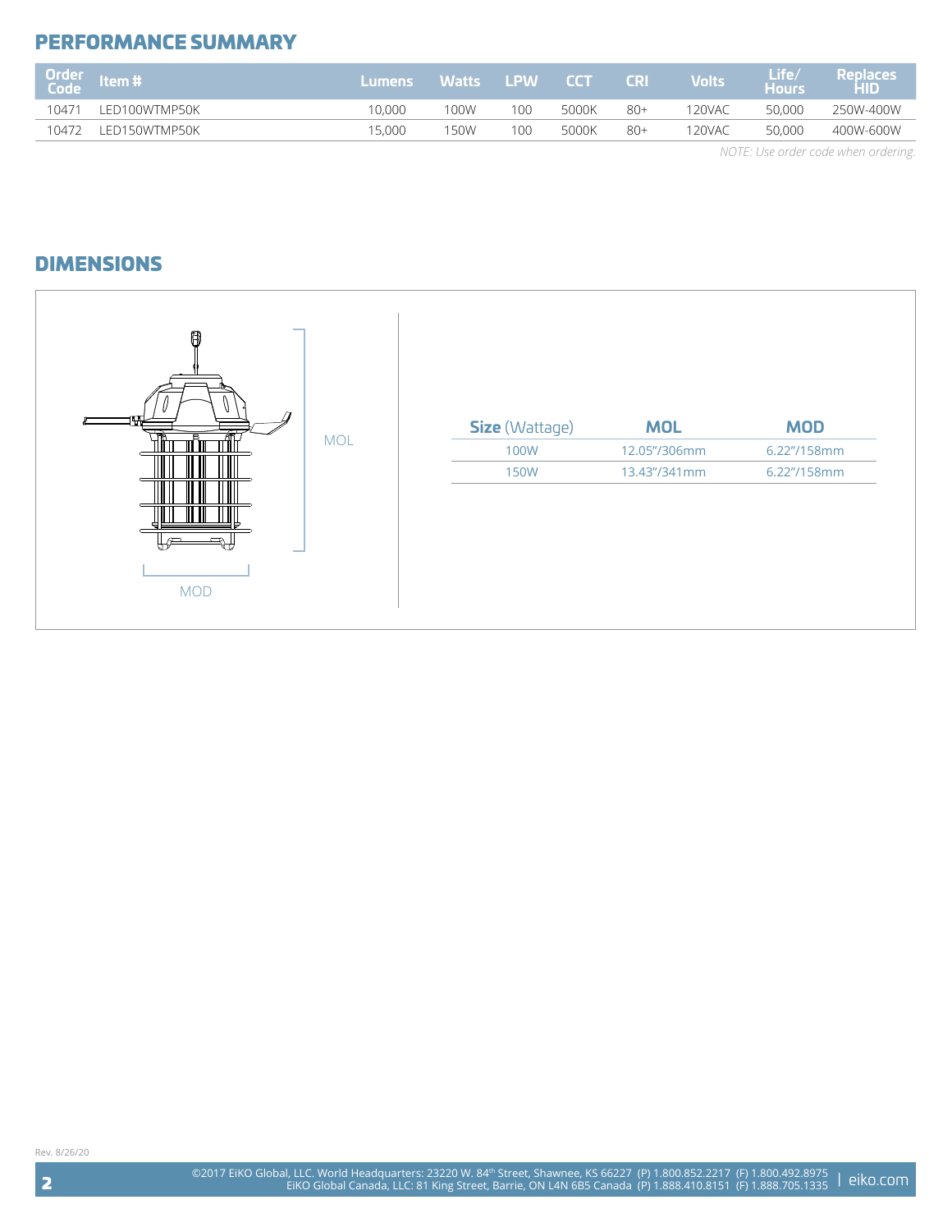## PERFORMANCE SUMMARY

| Order Code | Item # | Lumens | Watts | LPW | CCT | CRI | Volts | Life/ Hours | Replaces HID |
|---|---|---|---|---|---|---|---|---|---|
| 10471 | LED100WTMP50K | 10,000 | 100W | 100 | 5000K | 80+ | 120VAC | 50,000 | 250W-400W |
| 10472 | LED150WTMP50K | 15,000 | 150W | 100 | 5000K | 80+ | 120VAC | 50,000 | 400W-600W |

*NOTE: Use order code when ordering.*

## DIMENSIONS

MOL

MOD

| **Size** (Wattage) | MOL | MOD |
|---|---|---|
| 100W | 12.05"/306mm | 6.22"/158mm |
| 150W | 13.43"/341mm | 6.22"/158mm |

Rev. 8/26/20

©2017 EiKO Global, LLC. World Headquarters: 23220 W. 84th Street, Shawnee, KS 66227 (P) 1.800.852.2217 (F) 1.800.492.8975
EiKO Global Canada, LLC: 81 King Street, Barrie, ON L4N 6B5 Canada (P) 1.888.410.8151 (F) 1.888.705.1335 | eiko.com